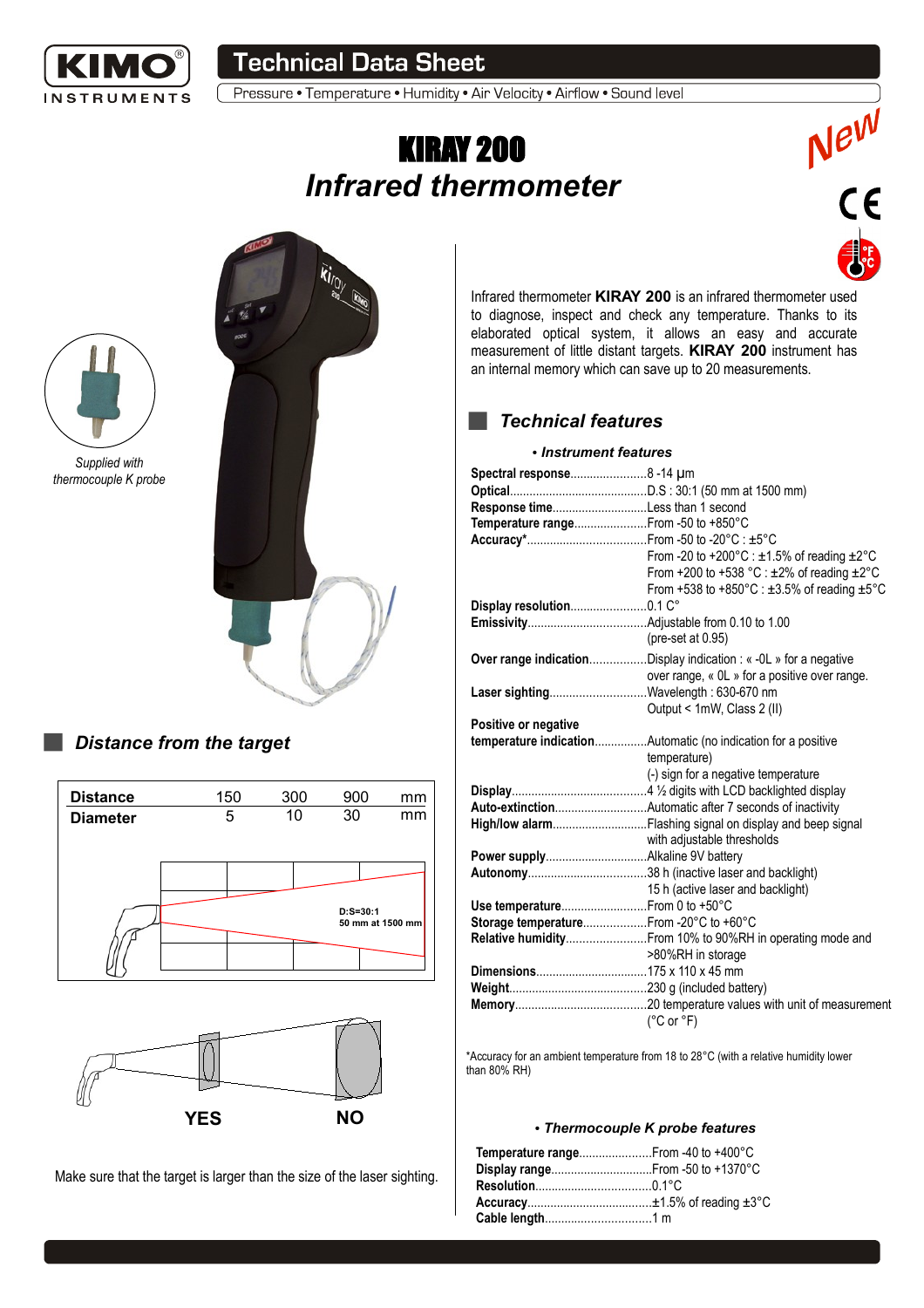# Technical Data Sheet

Pressure • Temperature • Humidity • Air Velocity • Airflow • Sound level

# KIRAY 200

## Infrared thermometer

New

*Supplied with thermocouple K probe*

Infrared thermometer **KIRAY 200** is an infrared thermometer used to diagnose, inspect and check any temperature. Thanks to its elaborated optical system, it allows an easy and accurate measurement of little distant targets. **KIRAY 200** instrument has an internal memory which can save up to 20 measurements.

## Technical features

### • Instrument features

**Spectral response**........................8 -14 µm
**Optical**..........................................D.S : 30:1 (50 mm at 1500 mm)
**Response time**.............................Less than 1 second
**Temperature range**......................From -50 to +850°C
**Accuracy***....................................From -50 to -20°C : ±5°C
From -20 to +200°C : ±1.5% of reading ±2°C
From +200 to +538 °C : ±2% of reading ±2°C
From +538 to +850°C : ±3.5% of reading ±5°C
**Display resolution**.......................0.1 C°
**Emissivity**....................................Adjustable from 0.10 to 1.00
(pre-set at 0.95)
**Over range indication**.................Display indication : « -0L » for a negative over range, « 0L » for a positive over range.
**Laser sighting**.............................Wavelength : 630-670 nm
Output < 1mW, Class 2 (II)
**Positive or negative temperature indication**................Automatic (no indication for a positive temperature)
(-) sign for a negative temperature
**Display**.........................................4 ½ digits with LCD backlighted display
**Auto-extinction**............................Automatic after 7 seconds of inactivity
**High/low alarm**.............................Flashing signal on display and beep signal with adjustable thresholds
**Power supply**...............................Alkaline 9V battery
**Autonomy**....................................38 h (inactive laser and backlight)
15 h (active laser and backlight)
**Use temperature**..........................From 0 to +50°C
**Storage temperature**...................From -20°C to +60°C
**Relative humidity**........................From 10% to 90%RH in operating mode and >80%RH in storage
**Dimensions**..................................175 x 110 x 45 mm
**Weight**..........................................230 g (included battery)
**Memory**........................................20 temperature values with unit of measurement (°C or °F)

*Accuracy for an ambient temperature from 18 to 28°C (with a relative humidity lower than 80% RH)

### • Thermocouple K probe features

**Temperature range**......................From -40 to +400°C
**Display range**..............................From -50 to +1370°C
**Resolution**...................................0.1°C
**Accuracy**.....................................±1.5% of reading ±3°C
**Cable length**................................1 m

## Distance from the target

| Distance | 150 | 300 | 900 | mm |
|---|---|---|---|---|
| Diameter | 5 | 10 | 30 | mm |

D:S=30:1
50 mm at 1500 mm

YES NO

Make sure that the target is larger than the size of the laser sighting.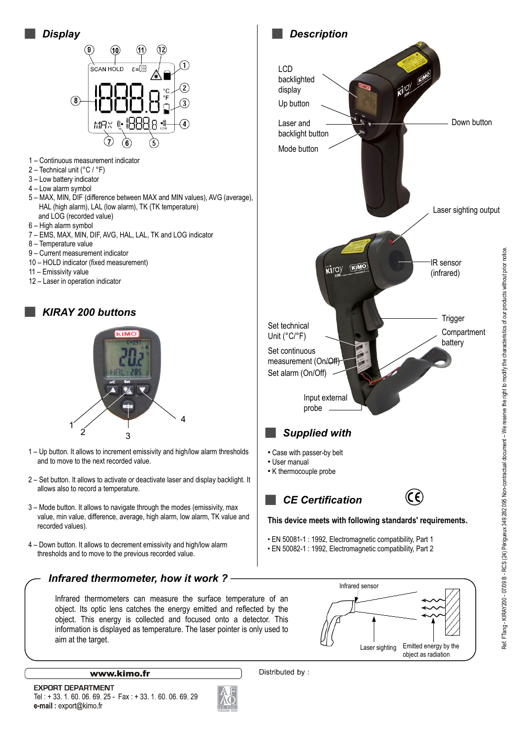## Display

SCAN HOLD

1 – Continuous measurement indicator
2 – Technical unit (°C / °F)
3 – Low battery indicator
4 – Low alarm symbol
5 – MAX, MIN, DIF (difference between MAX and MIN values), AVG (average), HAL (high alarm), LAL (low alarm), TK (TK temperature) and LOG (recorded value)
6 – High alarm symbol
7 – EMS, MAX, MIN, DIF, AVG, HAL, LAL, TK and LOG indicator
8 – Temperature value
9 – Current measurement indicator
10 – HOLD indicator (fixed measurement)
11 – Emissivity value
12 – Laser in operation indicator

## KIRAY 200 buttons

1 – Up button. It allows to increment emissivity and high/low alarm thresholds and to move to the next recorded value.

2 – Set button. It allows to activate or deactivate laser and display backlight. It allows also to record a temperature.

3 – Mode button. It allows to navigate through the modes (emissivity, max value, min value, difference, average, high alarm, low alarm, TK value and recorded values).

4 – Down button. It allows to decrement emissivity and high/low alarm thresholds and to move to the previous recorded value.

## Description

LCD backlighted display
Up button
Laser and backlight button
Mode button
Down button
Laser sighting output
IR sensor (infrared)
Trigger
Compartment battery
Set technical Unit (°C/°F)
Set continuous measurement (On/Off)
Set alarm (On/Off)
Input external probe

## Supplied with

- Case with passer-by belt
- User manual
- K thermocouple probe

## CE Certification

**This device meets with following standards' requirements.**

- EN 50081-1 : 1992, Electromagnetic compatibility, Part 1
- EN 50082-1 : 1992, Electromagnetic compatibility, Part 2

## Infrared thermometer, how it work ?

Infrared thermometers can measure the surface temperature of an object. Its optic lens catches the energy emitted and reflected by the object. This energy is collected and focused onto a detector. This information is displayed as temperature. The laser pointer is only used to aim at the target.

Infrared sensor
Laser sighting
Emitted energy by the object as radiation

**www.kimo.fr**

Distributed by :

EXPORT DEPARTMENT
Tel : + 33. 1. 60. 06. 69. 25 - Fax : + 33. 1. 60. 06. 69. 29
**e-mail :** export@kimo.fr

Ref. FTang - KIRAY200 - 07/09 B - RCS (24) Périgueux 349 282 095 Non-contractual document – We reserve the right to modify the characteristics of our products without prior notice.